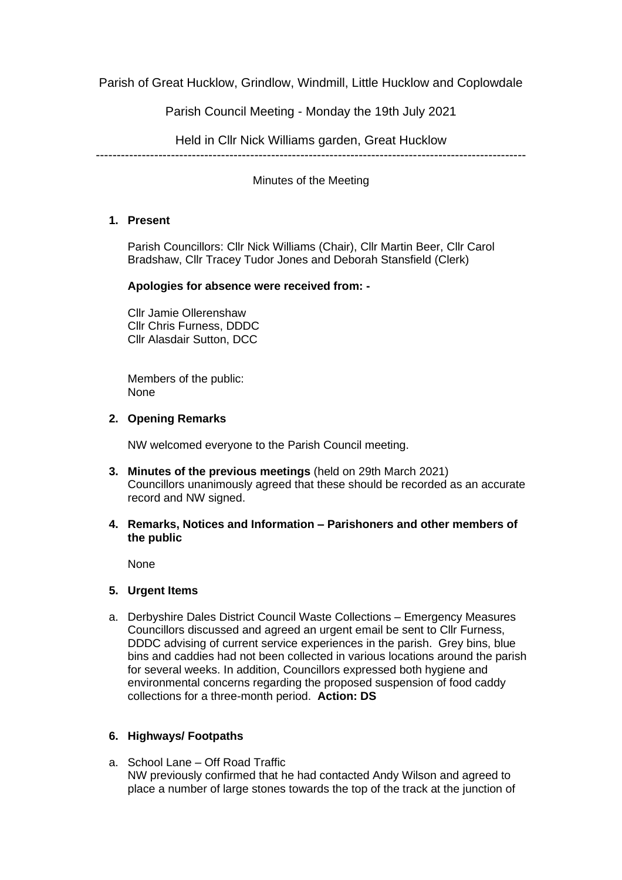Parish of Great Hucklow, Grindlow, Windmill, Little Hucklow and Coplowdale

Parish Council Meeting - Monday the 19th July 2021

Held in Cllr Nick Williams garden, Great Hucklow

---

Minutes of the Meeting

1. **Present**

   Parish Councillors: Cllr Nick Williams (Chair), Cllr Martin Beer, Cllr Carol Bradshaw, Cllr Tracey Tudor Jones and Deborah Stansfield (Clerk)

   **Apologies for absence were received from: -**

   Cllr Jamie Ollerenshaw
   Cllr Chris Furness, DDDC
   Cllr Alasdair Sutton, DCC

   Members of the public:
   None

2. **Opening Remarks**

   NW welcomed everyone to the Parish Council meeting.

3. **Minutes of the previous meetings** (held on 29th March 2021)
   Councillors unanimously agreed that these should be recorded as an accurate record and NW signed.

4. **Remarks, Notices and Information – Parishoners and other members of the public**

   None

5. **Urgent Items**

a. Derbyshire Dales District Council Waste Collections – Emergency Measures
   Councillors discussed and agreed an urgent email be sent to Cllr Furness, DDDC advising of current service experiences in the parish. Grey bins, blue bins and caddies had not been collected in various locations around the parish for several weeks. In addition, Councillors expressed both hygiene and environmental concerns regarding the proposed suspension of food caddy collections for a three-month period. **Action: DS**

6. **Highways/ Footpaths**

a. School Lane – Off Road Traffic
   NW previously confirmed that he had contacted Andy Wilson and agreed to place a number of large stones towards the top of the track at the junction of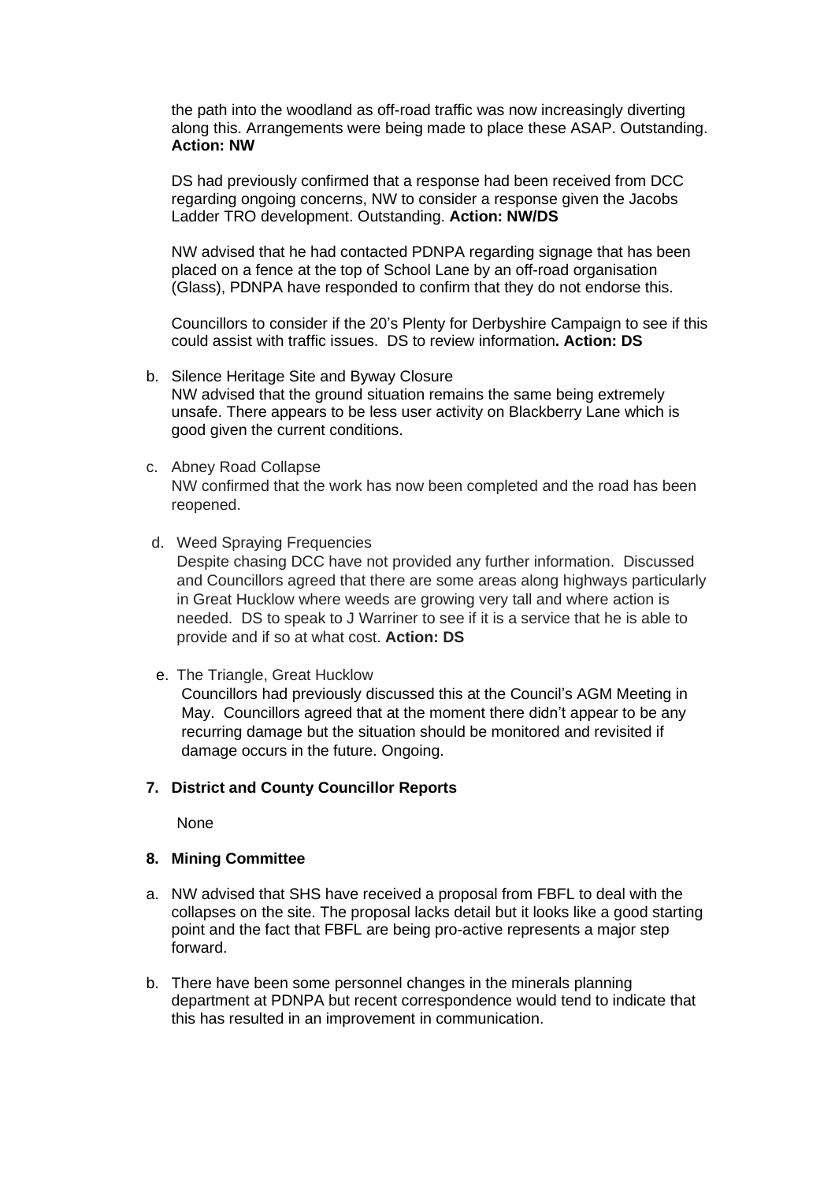the path into the woodland as off-road traffic was now increasingly diverting along this. Arrangements were being made to place these ASAP. Outstanding. **Action: NW**

DS had previously confirmed that a response had been received from DCC regarding ongoing concerns, NW to consider a response given the Jacobs Ladder TRO development. Outstanding. **Action: NW/DS**

NW advised that he had contacted PDNPA regarding signage that has been placed on a fence at the top of School Lane by an off-road organisation (Glass), PDNPA have responded to confirm that they do not endorse this.

Councillors to consider if the 20's Plenty for Derbyshire Campaign to see if this could assist with traffic issues. DS to review information**. Action: DS**

b. Silence Heritage Site and Byway Closure
   NW advised that the ground situation remains the same being extremely unsafe. There appears to be less user activity on Blackberry Lane which is good given the current conditions.

c. Abney Road Collapse
   NW confirmed that the work has now been completed and the road has been reopened.

d. Weed Spraying Frequencies
   Despite chasing DCC have not provided any further information. Discussed and Councillors agreed that there are some areas along highways particularly in Great Hucklow where weeds are growing very tall and where action is needed. DS to speak to J Warriner to see if it is a service that he is able to provide and if so at what cost. **Action: DS**

e. The Triangle, Great Hucklow
   Councillors had previously discussed this at the Council's AGM Meeting in May. Councillors agreed that at the moment there didn't appear to be any recurring damage but the situation should be monitored and revisited if damage occurs in the future. Ongoing.

### 7. District and County Councillor Reports

None

### 8. Mining Committee

a. NW advised that SHS have received a proposal from FBFL to deal with the collapses on the site. The proposal lacks detail but it looks like a good starting point and the fact that FBFL are being pro-active represents a major step forward.

b. There have been some personnel changes in the minerals planning department at PDNPA but recent correspondence would tend to indicate that this has resulted in an improvement in communication.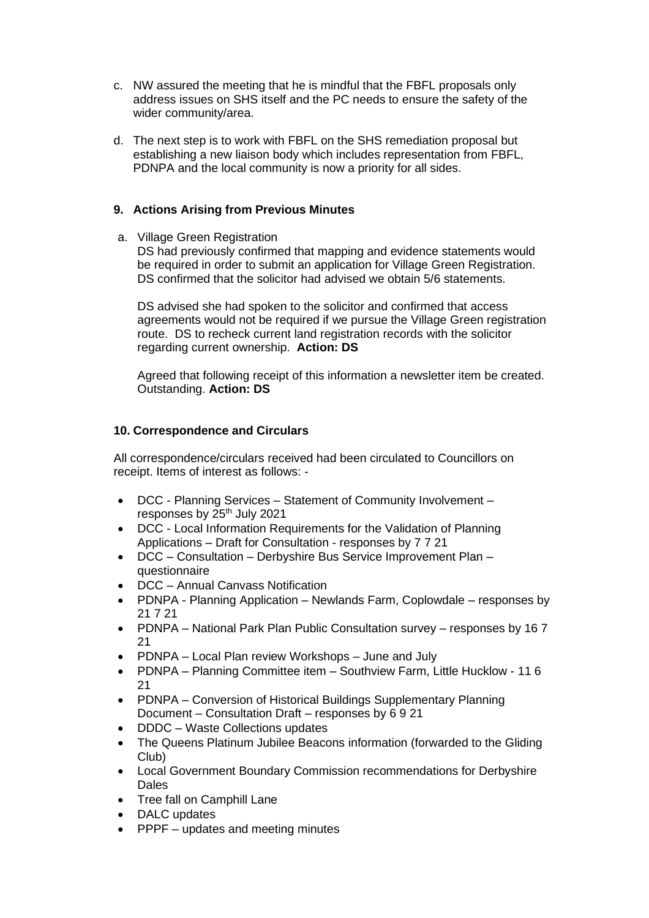c. NW assured the meeting that he is mindful that the FBFL proposals only address issues on SHS itself and the PC needs to ensure the safety of the wider community/area.

d. The next step is to work with FBFL on the SHS remediation proposal but establishing a new liaison body which includes representation from FBFL, PDNPA and the local community is now a priority for all sides.

**9. Actions Arising from Previous Minutes**

a. Village Green Registration

DS had previously confirmed that mapping and evidence statements would be required in order to submit an application for Village Green Registration. DS confirmed that the solicitor had advised we obtain 5/6 statements.

DS advised she had spoken to the solicitor and confirmed that access agreements would not be required if we pursue the Village Green registration route. DS to recheck current land registration records with the solicitor regarding current ownership. **Action: DS**

Agreed that following receipt of this information a newsletter item be created. Outstanding. **Action: DS**

**10. Correspondence and Circulars**

All correspondence/circulars received had been circulated to Councillors on receipt. Items of interest as follows: -

- DCC - Planning Services – Statement of Community Involvement – responses by 25th July 2021
- DCC - Local Information Requirements for the Validation of Planning Applications – Draft for Consultation - responses by 7 7 21
- DCC – Consultation – Derbyshire Bus Service Improvement Plan – questionnaire
- DCC – Annual Canvass Notification
- PDNPA - Planning Application – Newlands Farm, Coplowdale – responses by 21 7 21
- PDNPA – National Park Plan Public Consultation survey – responses by 16 7 21
- PDNPA – Local Plan review Workshops – June and July
- PDNPA – Planning Committee item – Southview Farm, Little Hucklow - 11 6 21
- PDNPA – Conversion of Historical Buildings Supplementary Planning Document – Consultation Draft – responses by 6 9 21
- DDDC – Waste Collections updates
- The Queens Platinum Jubilee Beacons information (forwarded to the Gliding Club)
- Local Government Boundary Commission recommendations for Derbyshire Dales
- Tree fall on Camphill Lane
- DALC updates
- PPPF – updates and meeting minutes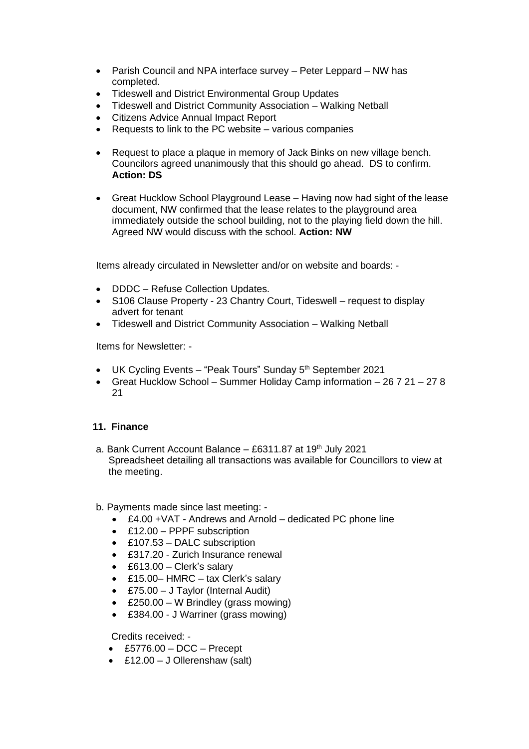- Parish Council and NPA interface survey – Peter Leppard – NW has completed.
- Tideswell and District Environmental Group Updates
- Tideswell and District Community Association – Walking Netball
- Citizens Advice Annual Impact Report
- Requests to link to the PC website – various companies

- Request to place a plaque in memory of Jack Binks on new village bench. Councilors agreed unanimously that this should go ahead. DS to confirm. **Action: DS**

- Great Hucklow School Playground Lease – Having now had sight of the lease document, NW confirmed that the lease relates to the playground area immediately outside the school building, not to the playing field down the hill. Agreed NW would discuss with the school. **Action: NW**

Items already circulated in Newsletter and/or on website and boards: -

- DDDC – Refuse Collection Updates.
- S106 Clause Property - 23 Chantry Court, Tideswell – request to display advert for tenant
- Tideswell and District Community Association – Walking Netball

Items for Newsletter: -

- UK Cycling Events – "Peak Tours" Sunday 5th September 2021
- Great Hucklow School – Summer Holiday Camp information – 26 7 21 – 27 8 21

### 11. Finance

a. Bank Current Account Balance – £6311.87 at 19th July 2021
Spreadsheet detailing all transactions was available for Councillors to view at the meeting.

b. Payments made since last meeting: -

- £4.00 +VAT - Andrews and Arnold – dedicated PC phone line
- £12.00 – PPPF subscription
- £107.53 – DALC subscription
- £317.20 - Zurich Insurance renewal
- £613.00 – Clerk's salary
- £15.00– HMRC – tax Clerk's salary
- £75.00 – J Taylor (Internal Audit)
- £250.00 – W Brindley (grass mowing)
- £384.00 - J Warriner (grass mowing)

Credits received: -

- £5776.00 – DCC – Precept
- £12.00 – J Ollerenshaw (salt)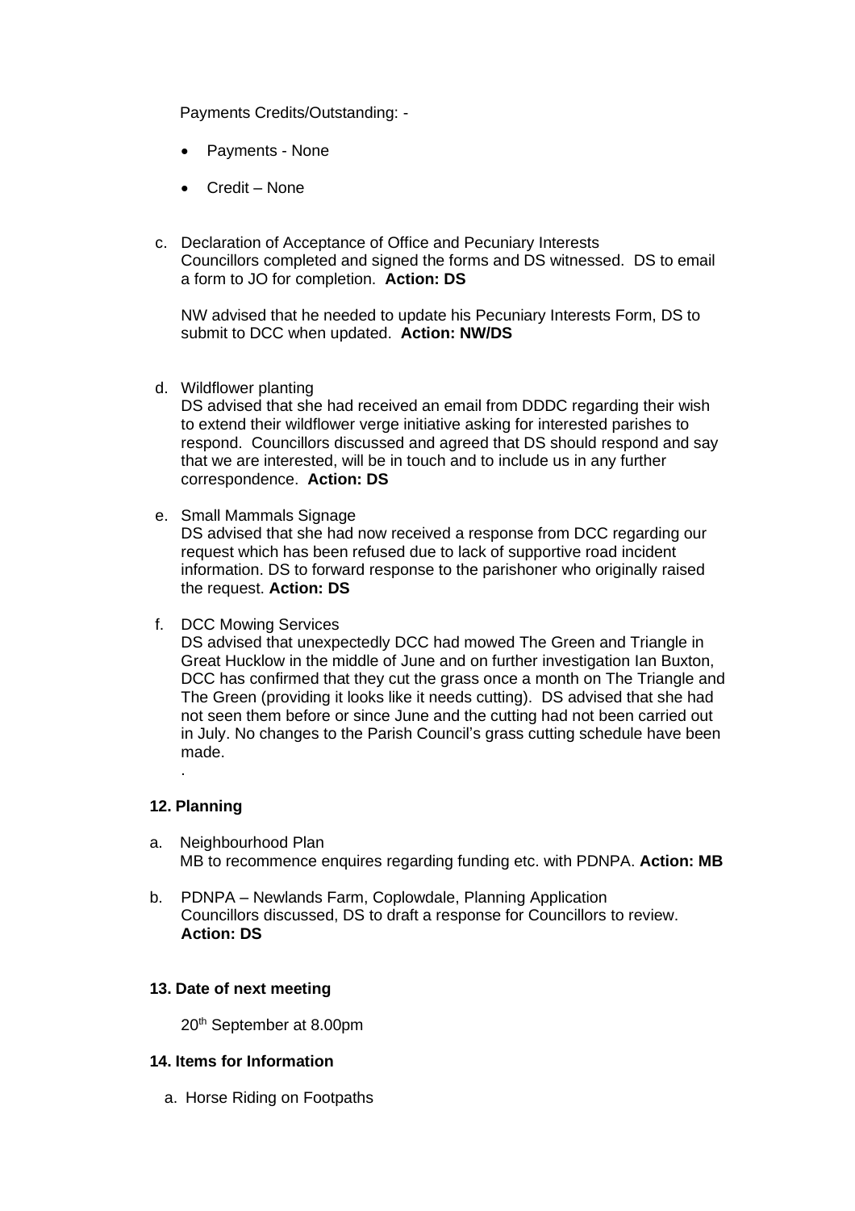Payments Credits/Outstanding: -

- Payments - None
- Credit – None

c. Declaration of Acceptance of Office and Pecuniary Interests
   Councillors completed and signed the forms and DS witnessed. DS to email a form to JO for completion. **Action: DS**

   NW advised that he needed to update his Pecuniary Interests Form, DS to submit to DCC when updated. **Action: NW/DS**

d. Wildflower planting
   DS advised that she had received an email from DDDC regarding their wish to extend their wildflower verge initiative asking for interested parishes to respond. Councillors discussed and agreed that DS should respond and say that we are interested, will be in touch and to include us in any further correspondence. **Action: DS**

e. Small Mammals Signage
   DS advised that she had now received a response from DCC regarding our request which has been refused due to lack of supportive road incident information. DS to forward response to the parishoner who originally raised the request. **Action: DS**

f. DCC Mowing Services
   DS advised that unexpectedly DCC had mowed The Green and Triangle in Great Hucklow in the middle of June and on further investigation Ian Buxton, DCC has confirmed that they cut the grass once a month on The Triangle and The Green (providing it looks like it needs cutting). DS advised that she had not seen them before or since June and the cutting had not been carried out in July. No changes to the Parish Council's grass cutting schedule have been made.
   .

**12. Planning**

a. Neighbourhood Plan
   MB to recommence enquires regarding funding etc. with PDNPA. **Action: MB**

b. PDNPA – Newlands Farm, Coplowdale, Planning Application
   Councillors discussed, DS to draft a response for Councillors to review. **Action: DS**

**13. Date of next meeting**

20th September at 8.00pm

**14. Items for Information**

a. Horse Riding on Footpaths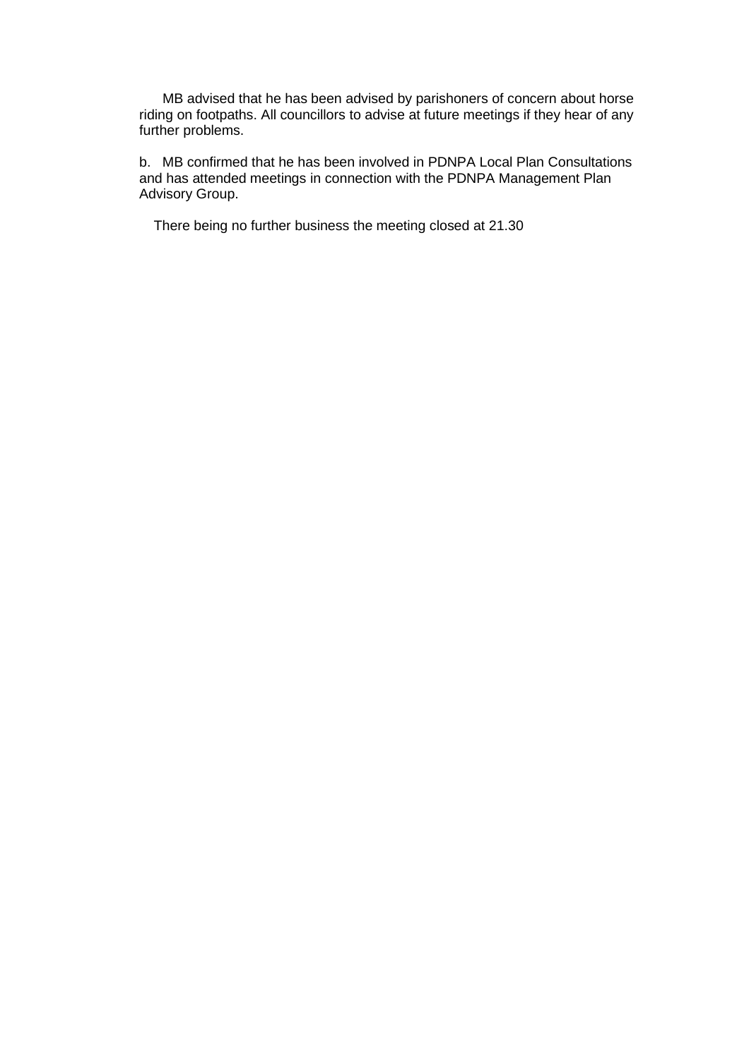MB advised that he has been advised by parishoners of concern about horse riding on footpaths. All councillors to advise at future meetings if they hear of any further problems.

b. MB confirmed that he has been involved in PDNPA Local Plan Consultations and has attended meetings in connection with the PDNPA Management Plan Advisory Group.

There being no further business the meeting closed at 21.30